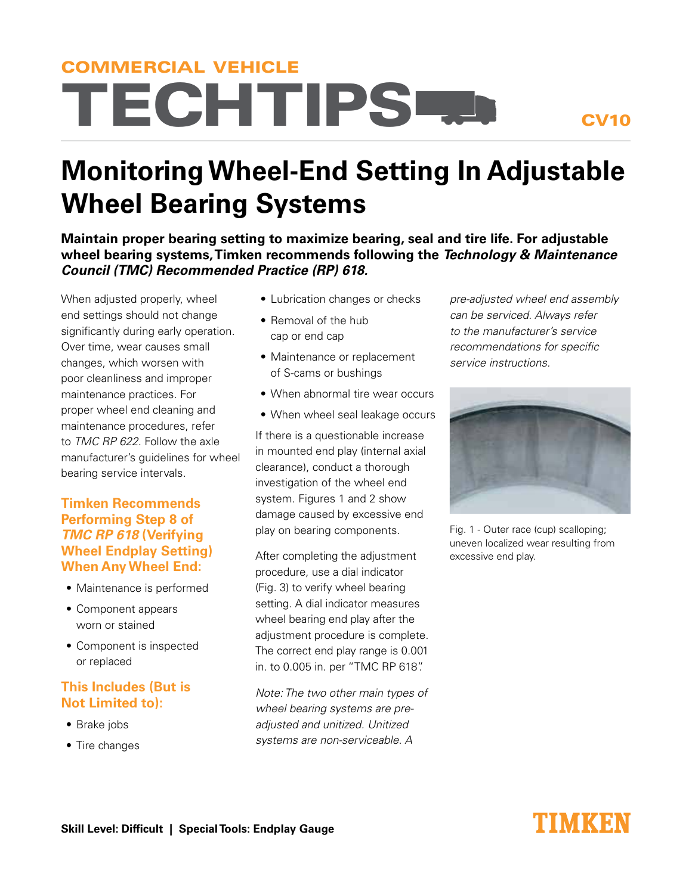COMMERCIAL VEHICLE

# TECHTIPS

CV10

# Monitoring Wheel-End Setting In Adjustable Wheel Bearing Systems

**Maintain proper bearing setting to maximize bearing, seal and tire life. For adjustable wheel bearing systems, Timken recommends following the *Technology & Maintenance Council (TMC) Recommended Practice (RP) 618.***

When adjusted properly, wheel end settings should not change significantly during early operation. Over time, wear causes small changes, which worsen with poor cleanliness and improper maintenance practices. For proper wheel end cleaning and maintenance procedures, refer to *TMC RP 622*. Follow the axle manufacturer's guidelines for wheel bearing service intervals.

### Timken Recommends Performing Step 8 of *TMC RP 618* (Verifying Wheel Endplay Setting) When Any Wheel End:

- Maintenance is performed
- Component appears worn or stained
- Component is inspected or replaced

### This Includes (But is Not Limited to):

- Brake jobs
- Tire changes
- Lubrication changes or checks
- Removal of the hub cap or end cap
- Maintenance or replacement of S-cams or bushings
- When abnormal tire wear occurs
- When wheel seal leakage occurs

If there is a questionable increase in mounted end play (internal axial clearance), conduct a thorough investigation of the wheel end system. Figures 1 and 2 show damage caused by excessive end play on bearing components.

After completing the adjustment procedure, use a dial indicator (Fig. 3) to verify wheel bearing setting. A dial indicator measures wheel bearing end play after the adjustment procedure is complete. The correct end play range is 0.001 in. to 0.005 in. per "TMC RP 618".

*Note: The two other main types of wheel bearing systems are pre-adjusted and unitized. Unitized systems are non-serviceable. A pre-adjusted wheel end assembly can be serviced. Always refer to the manufacturer's service recommendations for specific service instructions.*

Fig. 1 - Outer race (cup) scalloping; uneven localized wear resulting from excessive end play.

**Skill Level: Difficult | Special Tools: Endplay Gauge**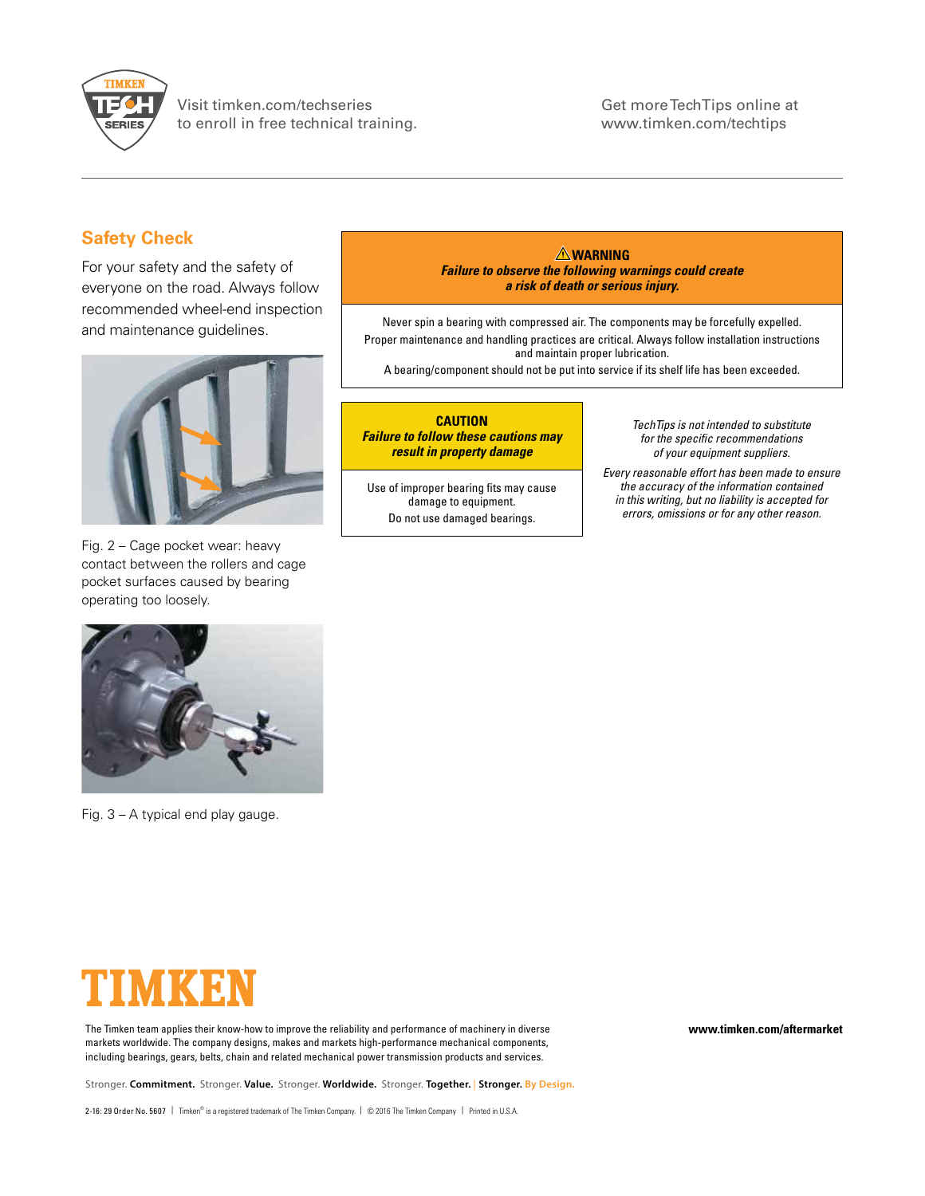## Safety Check

For your safety and the safety of everyone on the road. Always follow recommended wheel-end inspection and maintenance guidelines.

Fig. 2 – Cage pocket wear: heavy contact between the rollers and cage pocket surfaces caused by bearing operating too loosely.

Fig. 3 – A typical end play gauge.

**⚠WARNING**
***Failure to observe the following warnings could create a risk of death or serious injury.***

Never spin a bearing with compressed air. The components may be forcefully expelled.
Proper maintenance and handling practices are critical. Always follow installation instructions and maintain proper lubrication.
A bearing/component should not be put into service if its shelf life has been exceeded.

**CAUTION**
***Failure to follow these cautions may result in property damage***

Use of improper bearing fits may cause damage to equipment.
Do not use damaged bearings.

*TechTips is not intended to substitute for the specific recommendations of your equipment suppliers.*

*Every reasonable effort has been made to ensure the accuracy of the information contained in this writing, but no liability is accepted for errors, omissions or for any other reason.*

# TIMKEN

The Timken team applies their know-how to improve the reliability and performance of machinery in diverse markets worldwide. The company designs, makes and markets high-performance mechanical components, including bearings, gears, belts, chain and related mechanical power transmission products and services.

**www.timken.com/aftermarket**

Stronger. **Commitment.** Stronger. **Value.** Stronger. **Worldwide.** Stronger. **Together.** | **Stronger. By Design.**

2-16: 29 Order No. 5607 | Timken® is a registered trademark of The Timken Company. | © 2016 The Timken Company | Printed in U.S.A.